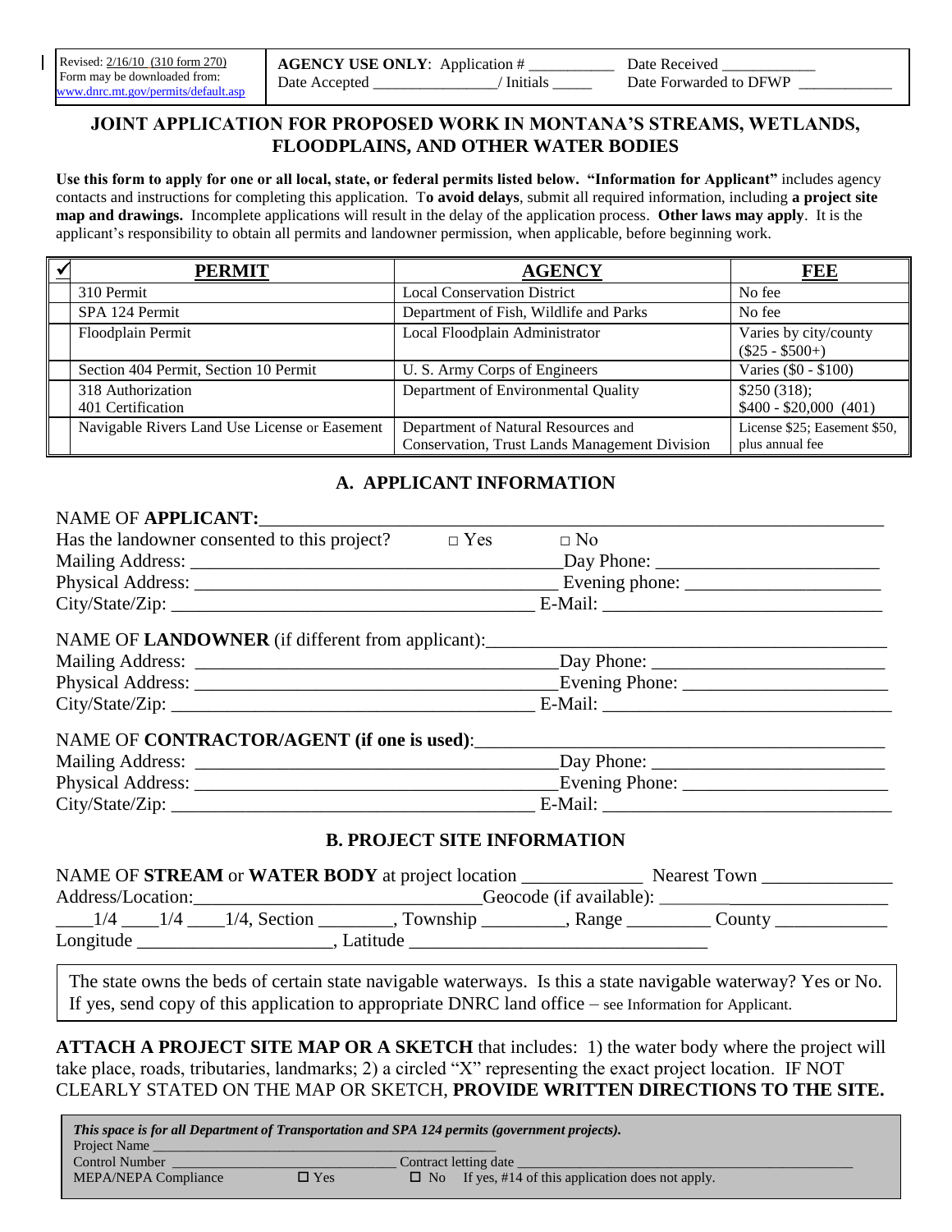| Revised: 2/16/10 (310 form 270) Form may be downloaded from: www.dnrc.mt.gov/permits/default.asp | **AGENCY USE ONLY**: Application # __________ Date Accepted _______________/ Initials _____ | Date Received ___________ Date Forwarded to DFWP ___________ |
|---|---|---|

# JOINT APPLICATION FOR PROPOSED WORK IN MONTANA'S STREAMS, WETLANDS, FLOODPLAINS, AND OTHER WATER BODIES

**Use this form to apply for one or all local, state, or federal permits listed below. "Information for Applicant"** includes agency contacts and instructions for completing this application. T**o avoid delays**, submit all required information, including **a project site map and drawings.** Incomplete applications will result in the delay of the application process. **Other laws may apply**. It is the applicant's responsibility to obtain all permits and landowner permission, when applicable, before beginning work.

| ✓ | PERMIT | AGENCY | FEE |
|---|---|---|---|
| | 310 Permit | Local Conservation District | No fee |
| | SPA 124 Permit | Department of Fish, Wildlife and Parks | No fee |
| | Floodplain Permit | Local Floodplain Administrator | Varies by city/county ($25 - $500+) |
| | Section 404 Permit, Section 10 Permit | U. S. Army Corps of Engineers | Varies ($0 - $100) |
| | 318 Authorization<br>401 Certification | Department of Environmental Quality | $250 (318);<br>$400 - $20,000 (401) |
| | Navigable Rivers Land Use License or Easement | Department of Natural Resources and Conservation, Trust Lands Management Division | License $25; Easement $50, plus annual fee |

## A. APPLICANT INFORMATION

NAME OF **APPLICANT:**_______________________________________________

Has the landowner consented to this project? □ Yes □ No

Mailing Address: ______________________________ Day Phone: ____________________

Physical Address: ______________________________ Evening phone: ________________

City/State/Zip: ______________________________ E-Mail: ________________________

NAME OF **LANDOWNER** (if different from applicant):______________________________

Mailing Address: ______________________________ Day Phone: ____________________

Physical Address: ______________________________ Evening Phone: ________________

City/State/Zip: ______________________________ E-Mail: ________________________

NAME OF **CONTRACTOR/AGENT (if one is used)**:______________________________

Mailing Address: ______________________________ Day Phone: ____________________

Physical Address: ______________________________ Evening Phone: ________________

City/State/Zip: ______________________________ E-Mail: ________________________

## B. PROJECT SITE INFORMATION

NAME OF **STREAM** or **WATER BODY** at project location ____________ Nearest Town _____________

Address/Location:____________________________Geocode (if available): ________________

____1/4 ____1/4 ____1/4, Section ________, Township ________, Range ________ County ___________

Longitude ____________________, Latitude ______________________________

> The state owns the beds of certain state navigable waterways. Is this a state navigable waterway? Yes or No. If yes, send copy of this application to appropriate DNRC land office – see Information for Applicant.

**ATTACH A PROJECT SITE MAP OR A SKETCH** that includes: 1) the water body where the project will take place, roads, tributaries, landmarks; 2) a circled "X" representing the exact project location. IF NOT CLEARLY STATED ON THE MAP OR SKETCH, **PROVIDE WRITTEN DIRECTIONS TO THE SITE.**

> ***This space is for all Department of Transportation and SPA 124 permits (government projects).***
> Project Name ________________________________________
> Control Number ____________________________ Contract letting date ________________________________
> MEPA/NEPA Compliance ☐ Yes ☐ No If yes, #14 of this application does not apply.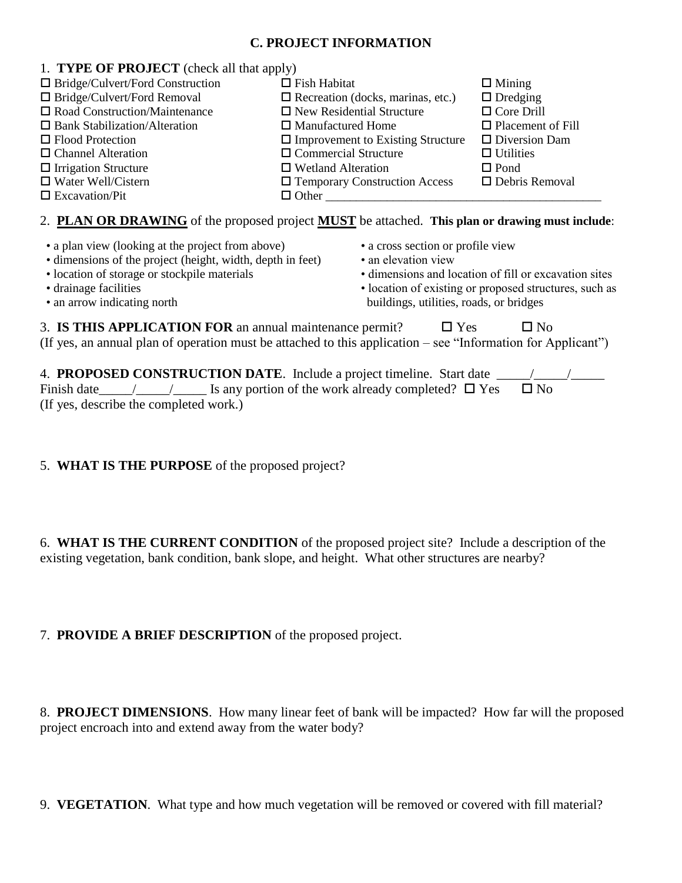## C. PROJECT INFORMATION

1. **TYPE OF PROJECT** (check all that apply)

- ☐ Bridge/Culvert/Ford Construction
- ☐ Bridge/Culvert/Ford Removal
- ☐ Road Construction/Maintenance
- ☐ Bank Stabilization/Alteration
- ☐ Flood Protection
- ☐ Channel Alteration
- ☐ Irrigation Structure
- ☐ Water Well/Cistern
- ☐ Excavation/Pit
- ☐ Fish Habitat
- ☐ Recreation (docks, marinas, etc.)
- ☐ New Residential Structure
- ☐ Manufactured Home
- ☐ Improvement to Existing Structure
- ☐ Commercial Structure
- ☐ Wetland Alteration
- ☐ Temporary Construction Access
- ☐ Other ____________________________________________
- ☐ Mining
- ☐ Dredging
- ☐ Core Drill
- ☐ Placement of Fill
- ☐ Diversion Dam
- ☐ Utilities
- ☐ Pond
- ☐ Debris Removal

2. **PLAN OR DRAWING** of the proposed project **MUST** be attached. **This plan or drawing must include**:

- a plan view (looking at the project from above)
- dimensions of the project (height, width, depth in feet)
- location of storage or stockpile materials
- drainage facilities
- an arrow indicating north
- a cross section or profile view
- an elevation view
- dimensions and location of fill or excavation sites
- location of existing or proposed structures, such as buildings, utilities, roads, or bridges

3. **IS THIS APPLICATION FOR** an annual maintenance permit? ☐ Yes ☐ No
(If yes, an annual plan of operation must be attached to this application – see "Information for Applicant")

4. **PROPOSED CONSTRUCTION DATE**. Include a project timeline. Start date _____/_____/_____
Finish date_____/_____/_____ Is any portion of the work already completed? ☐ Yes ☐ No
(If yes, describe the completed work.)

5. **WHAT IS THE PURPOSE** of the proposed project?

6. **WHAT IS THE CURRENT CONDITION** of the proposed project site? Include a description of the existing vegetation, bank condition, bank slope, and height. What other structures are nearby?

7. **PROVIDE A BRIEF DESCRIPTION** of the proposed project.

8. **PROJECT DIMENSIONS**. How many linear feet of bank will be impacted? How far will the proposed project encroach into and extend away from the water body?

9. **VEGETATION**. What type and how much vegetation will be removed or covered with fill material?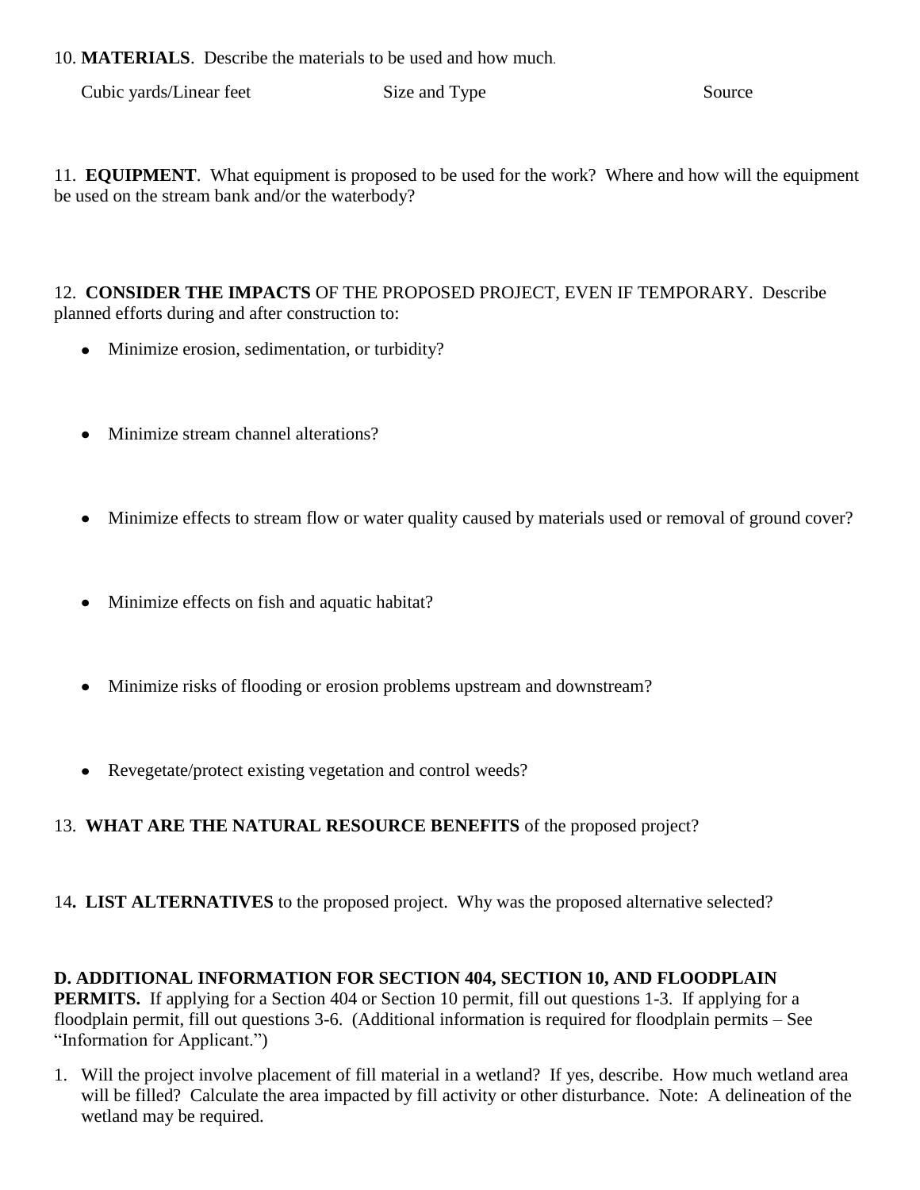10. **MATERIALS**. Describe the materials to be used and how much.

| Cubic yards/Linear feet | Size and Type | Source |
|---|---|---|
| | | |

11. **EQUIPMENT**. What equipment is proposed to be used for the work? Where and how will the equipment be used on the stream bank and/or the waterbody?

12. **CONSIDER THE IMPACTS** OF THE PROPOSED PROJECT, EVEN IF TEMPORARY. Describe planned efforts during and after construction to:

- Minimize erosion, sedimentation, or turbidity?
- Minimize stream channel alterations?
- Minimize effects to stream flow or water quality caused by materials used or removal of ground cover?
- Minimize effects on fish and aquatic habitat?
- Minimize risks of flooding or erosion problems upstream and downstream?
- Revegetate/protect existing vegetation and control weeds?

13. **WHAT ARE THE NATURAL RESOURCE BENEFITS** of the proposed project?

14**. LIST ALTERNATIVES** to the proposed project. Why was the proposed alternative selected?

**D. ADDITIONAL INFORMATION FOR SECTION 404, SECTION 10, AND FLOODPLAIN PERMITS.** If applying for a Section 404 or Section 10 permit, fill out questions 1-3. If applying for a floodplain permit, fill out questions 3-6. (Additional information is required for floodplain permits – See "Information for Applicant.")

1. Will the project involve placement of fill material in a wetland? If yes, describe. How much wetland area will be filled? Calculate the area impacted by fill activity or other disturbance. Note: A delineation of the wetland may be required.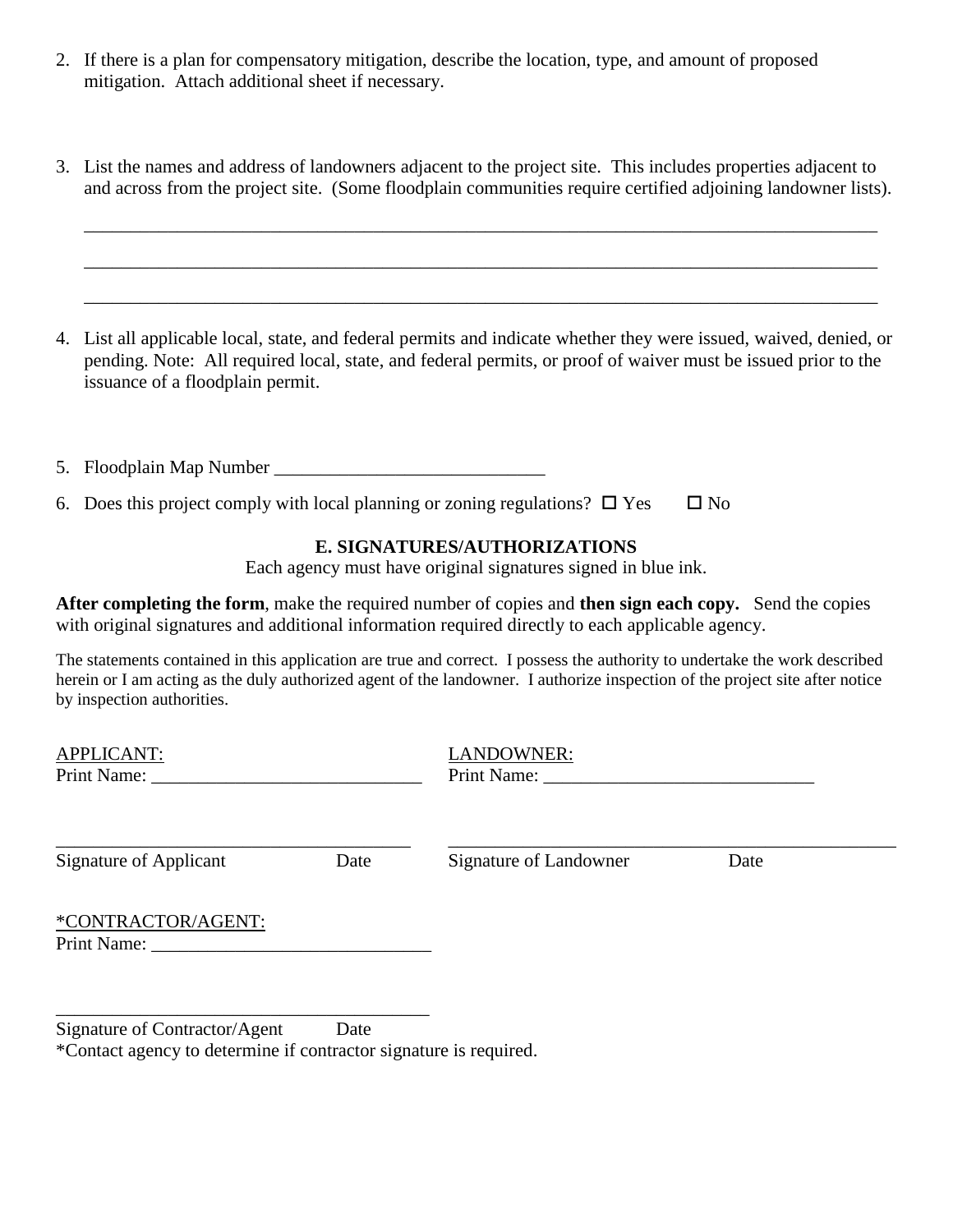2. If there is a plan for compensatory mitigation, describe the location, type, and amount of proposed mitigation. Attach additional sheet if necessary.

3. List the names and address of landowners adjacent to the project site. This includes properties adjacent to and across from the project site. (Some floodplain communities require certified adjoining landowner lists).

   ______________________________________________________________________________

   ______________________________________________________________________________

   ______________________________________________________________________________

4. List all applicable local, state, and federal permits and indicate whether they were issued, waived, denied, or pending. Note: All required local, state, and federal permits, or proof of waiver must be issued prior to the issuance of a floodplain permit.

5. Floodplain Map Number ____________________________

6. Does this project comply with local planning or zoning regulations? ☐ Yes ☐ No

## E. SIGNATURES/AUTHORIZATIONS

Each agency must have original signatures signed in blue ink.

**After completing the form**, make the required number of copies and **then sign each copy.** Send the copies with original signatures and additional information required directly to each applicable agency.

The statements contained in this application are true and correct. I possess the authority to undertake the work described herein or I am acting as the duly authorized agent of the landowner. I authorize inspection of the project site after notice by inspection authorities.

APPLICANT:
Print Name: ____________________________

______________________________________
Signature of Applicant Date

LANDOWNER:
Print Name: ____________________________

______________________________________
Signature of Landowner Date

*CONTRACTOR/AGENT:
Print Name: ____________________________

______________________________________
Signature of Contractor/Agent Date
*Contact agency to determine if contractor signature is required.